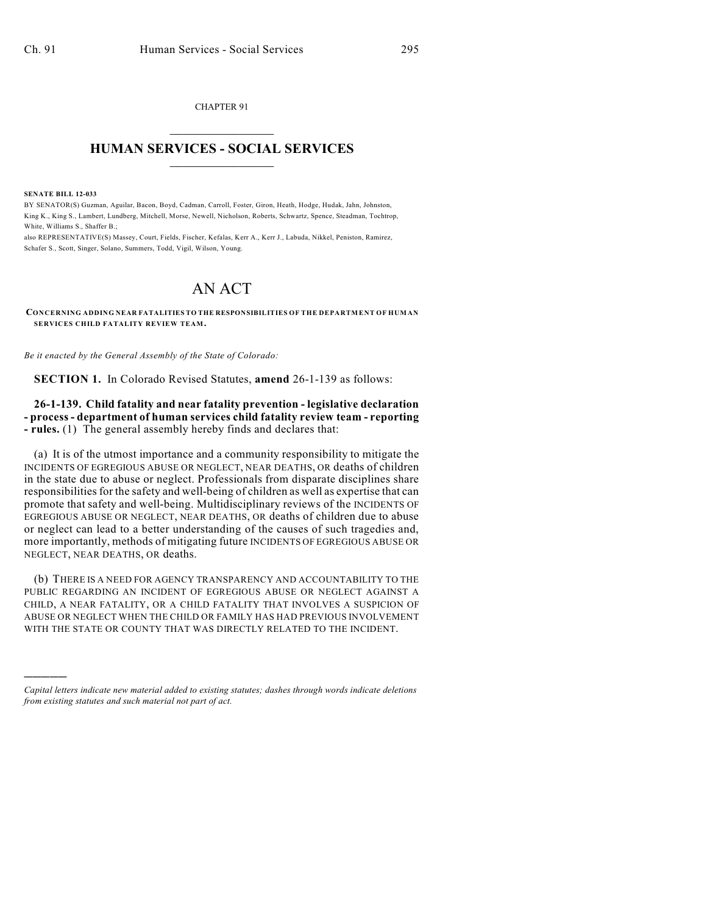CHAPTER 91

# HUMAN SERVICES - SOCIAL SERVICES

**SENATE BILL 12-033**

BY SENATOR(S) Guzman, Aguilar, Bacon, Boyd, Cadman, Carroll, Foster, Giron, Heath, Hodge, Hudak, Jahn, Johnston, King K., King S., Lambert, Lundberg, Mitchell, Morse, Newell, Nicholson, Roberts, Schwartz, Spence, Steadman, Tochtrop, White, Williams S., Shaffer B.;
also REPRESENTATIVE(S) Massey, Court, Fields, Fischer, Kefalas, Kerr A., Kerr J., Labuda, Nikkel, Peniston, Ramirez, Schafer S., Scott, Singer, Solano, Summers, Todd, Vigil, Wilson, Young.

# AN ACT

**CONCERNING ADDING NEAR FATALITIES TO THE RESPONSIBILITIES OF THE DEPARTMENT OF HUMAN SERVICES CHILD FATALITY REVIEW TEAM.**

*Be it enacted by the General Assembly of the State of Colorado:*

**SECTION 1.** In Colorado Revised Statutes, **amend** 26-1-139 as follows:

**26-1-139. Child fatality and near fatality prevention - legislative declaration - process - department of human services child fatality review team - reporting - rules.** (1) The general assembly hereby finds and declares that:

(a) It is of the utmost importance and a community responsibility to mitigate the INCIDENTS OF EGREGIOUS ABUSE OR NEGLECT, NEAR DEATHS, OR deaths of children in the state due to abuse or neglect. Professionals from disparate disciplines share responsibilities for the safety and well-being of children as well as expertise that can promote that safety and well-being. Multidisciplinary reviews of the INCIDENTS OF EGREGIOUS ABUSE OR NEGLECT, NEAR DEATHS, OR deaths of children due to abuse or neglect can lead to a better understanding of the causes of such tragedies and, more importantly, methods of mitigating future INCIDENTS OF EGREGIOUS ABUSE OR NEGLECT, NEAR DEATHS, OR deaths.

(b) THERE IS A NEED FOR AGENCY TRANSPARENCY AND ACCOUNTABILITY TO THE PUBLIC REGARDING AN INCIDENT OF EGREGIOUS ABUSE OR NEGLECT AGAINST A CHILD, A NEAR FATALITY, OR A CHILD FATALITY THAT INVOLVES A SUSPICION OF ABUSE OR NEGLECT WHEN THE CHILD OR FAMILY HAS HAD PREVIOUS INVOLVEMENT WITH THE STATE OR COUNTY THAT WAS DIRECTLY RELATED TO THE INCIDENT.

---

*Capital letters indicate new material added to existing statutes; dashes through words indicate deletions from existing statutes and such material not part of act.*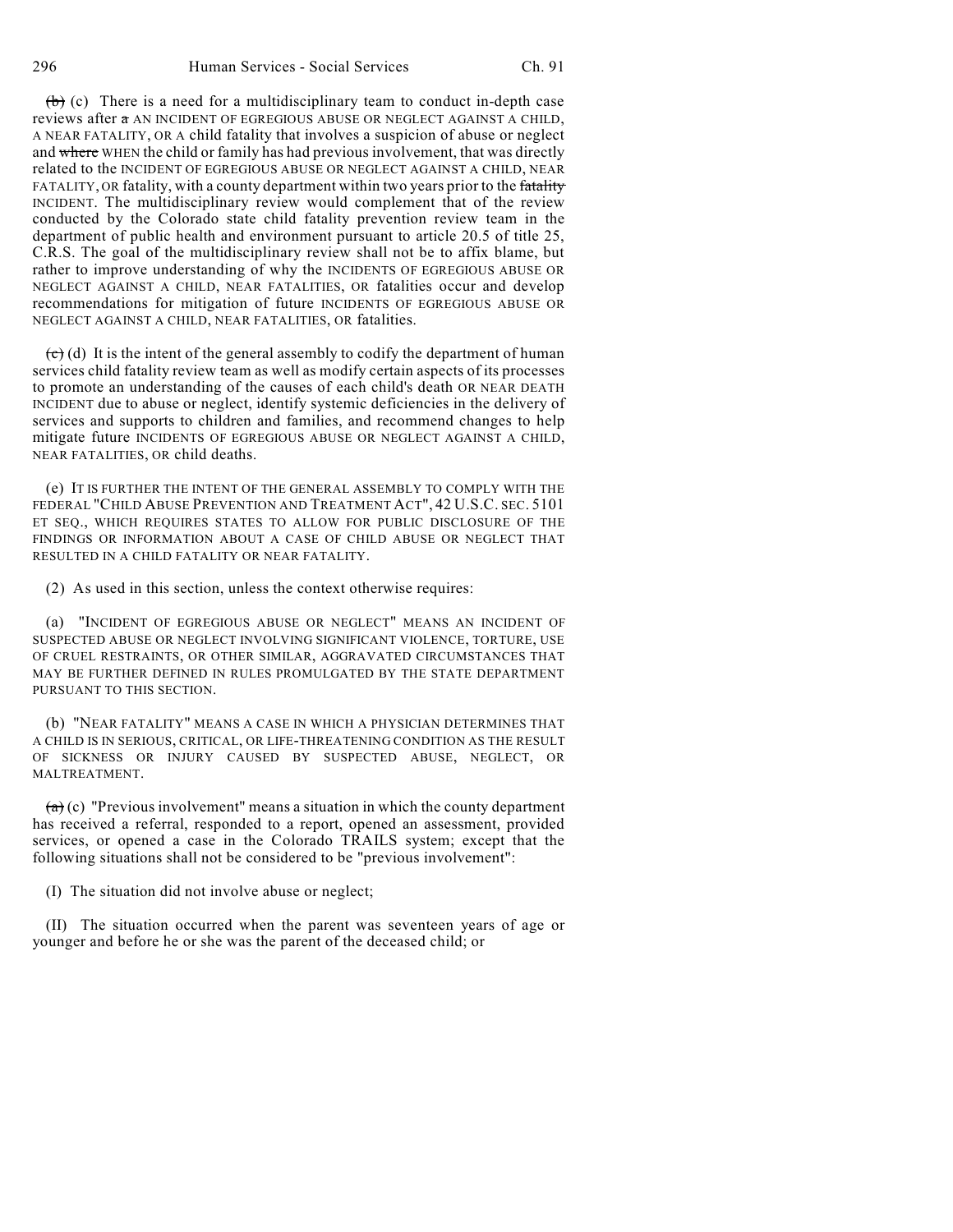~~(b)~~ (c) There is a need for a multidisciplinary team to conduct in-depth case reviews after ~~a~~ AN INCIDENT OF EGREGIOUS ABUSE OR NEGLECT AGAINST A CHILD, A NEAR FATALITY, OR A child fatality that involves a suspicion of abuse or neglect and ~~where~~ WHEN the child or family has had previous involvement, that was directly related to the INCIDENT OF EGREGIOUS ABUSE OR NEGLECT AGAINST A CHILD, NEAR FATALITY, OR fatality, with a county department within two years prior to the ~~fatality~~ INCIDENT. The multidisciplinary review would complement that of the review conducted by the Colorado state child fatality prevention review team in the department of public health and environment pursuant to article 20.5 of title 25, C.R.S. The goal of the multidisciplinary review shall not be to affix blame, but rather to improve understanding of why the INCIDENTS OF EGREGIOUS ABUSE OR NEGLECT AGAINST A CHILD, NEAR FATALITIES, OR fatalities occur and develop recommendations for mitigation of future INCIDENTS OF EGREGIOUS ABUSE OR NEGLECT AGAINST A CHILD, NEAR FATALITIES, OR fatalities.

~~(c)~~ (d) It is the intent of the general assembly to codify the department of human services child fatality review team as well as modify certain aspects of its processes to promote an understanding of the causes of each child's death OR NEAR DEATH INCIDENT due to abuse or neglect, identify systemic deficiencies in the delivery of services and supports to children and families, and recommend changes to help mitigate future INCIDENTS OF EGREGIOUS ABUSE OR NEGLECT AGAINST A CHILD, NEAR FATALITIES, OR child deaths.

(e) IT IS FURTHER THE INTENT OF THE GENERAL ASSEMBLY TO COMPLY WITH THE FEDERAL "CHILD ABUSE PREVENTION AND TREATMENT ACT", 42 U.S.C. SEC. 5101 ET SEQ., WHICH REQUIRES STATES TO ALLOW FOR PUBLIC DISCLOSURE OF THE FINDINGS OR INFORMATION ABOUT A CASE OF CHILD ABUSE OR NEGLECT THAT RESULTED IN A CHILD FATALITY OR NEAR FATALITY.

(2) As used in this section, unless the context otherwise requires:

(a) "INCIDENT OF EGREGIOUS ABUSE OR NEGLECT" MEANS AN INCIDENT OF SUSPECTED ABUSE OR NEGLECT INVOLVING SIGNIFICANT VIOLENCE, TORTURE, USE OF CRUEL RESTRAINTS, OR OTHER SIMILAR, AGGRAVATED CIRCUMSTANCES THAT MAY BE FURTHER DEFINED IN RULES PROMULGATED BY THE STATE DEPARTMENT PURSUANT TO THIS SECTION.

(b) "NEAR FATALITY" MEANS A CASE IN WHICH A PHYSICIAN DETERMINES THAT A CHILD IS IN SERIOUS, CRITICAL, OR LIFE-THREATENING CONDITION AS THE RESULT OF SICKNESS OR INJURY CAUSED BY SUSPECTED ABUSE, NEGLECT, OR MALTREATMENT.

~~(a)~~ (c) "Previous involvement" means a situation in which the county department has received a referral, responded to a report, opened an assessment, provided services, or opened a case in the Colorado TRAILS system; except that the following situations shall not be considered to be "previous involvement":

(I) The situation did not involve abuse or neglect;

(II) The situation occurred when the parent was seventeen years of age or younger and before he or she was the parent of the deceased child; or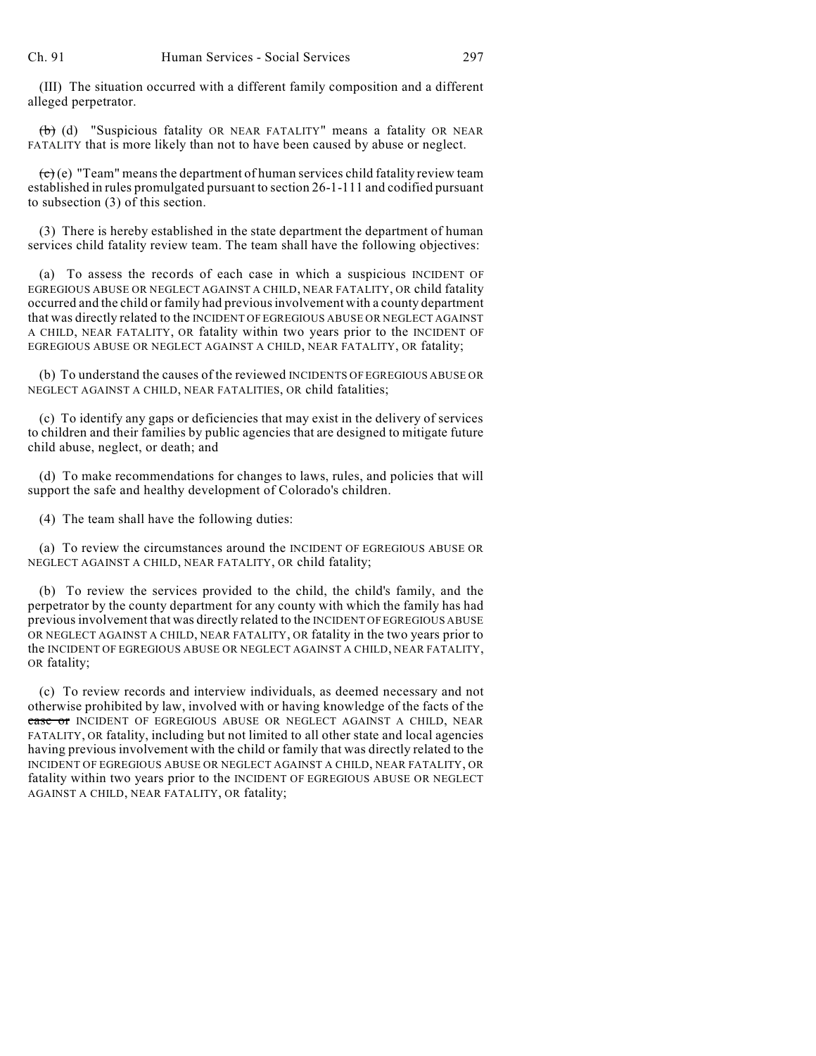(III) The situation occurred with a different family composition and a different alleged perpetrator.

~~(b)~~ (d) "Suspicious fatality OR NEAR FATALITY" means a fatality OR NEAR FATALITY that is more likely than not to have been caused by abuse or neglect.

~~(c)~~ (e) "Team" means the department of human services child fatality review team established in rules promulgated pursuant to section 26-1-111 and codified pursuant to subsection (3) of this section.

(3) There is hereby established in the state department the department of human services child fatality review team. The team shall have the following objectives:

(a) To assess the records of each case in which a suspicious INCIDENT OF EGREGIOUS ABUSE OR NEGLECT AGAINST A CHILD, NEAR FATALITY, OR child fatality occurred and the child or family had previous involvement with a county department that was directly related to the INCIDENT OF EGREGIOUS ABUSE OR NEGLECT AGAINST A CHILD, NEAR FATALITY, OR fatality within two years prior to the INCIDENT OF EGREGIOUS ABUSE OR NEGLECT AGAINST A CHILD, NEAR FATALITY, OR fatality;

(b) To understand the causes of the reviewed INCIDENTS OF EGREGIOUS ABUSE OR NEGLECT AGAINST A CHILD, NEAR FATALITIES, OR child fatalities;

(c) To identify any gaps or deficiencies that may exist in the delivery of services to children and their families by public agencies that are designed to mitigate future child abuse, neglect, or death; and

(d) To make recommendations for changes to laws, rules, and policies that will support the safe and healthy development of Colorado's children.

(4) The team shall have the following duties:

(a) To review the circumstances around the INCIDENT OF EGREGIOUS ABUSE OR NEGLECT AGAINST A CHILD, NEAR FATALITY, OR child fatality;

(b) To review the services provided to the child, the child's family, and the perpetrator by the county department for any county with which the family has had previous involvement that was directly related to the INCIDENT OF EGREGIOUS ABUSE OR NEGLECT AGAINST A CHILD, NEAR FATALITY, OR fatality in the two years prior to the INCIDENT OF EGREGIOUS ABUSE OR NEGLECT AGAINST A CHILD, NEAR FATALITY, OR fatality;

(c) To review records and interview individuals, as deemed necessary and not otherwise prohibited by law, involved with or having knowledge of the facts of the ~~case or~~ INCIDENT OF EGREGIOUS ABUSE OR NEGLECT AGAINST A CHILD, NEAR FATALITY, OR fatality, including but not limited to all other state and local agencies having previous involvement with the child or family that was directly related to the INCIDENT OF EGREGIOUS ABUSE OR NEGLECT AGAINST A CHILD, NEAR FATALITY, OR fatality within two years prior to the INCIDENT OF EGREGIOUS ABUSE OR NEGLECT AGAINST A CHILD, NEAR FATALITY, OR fatality;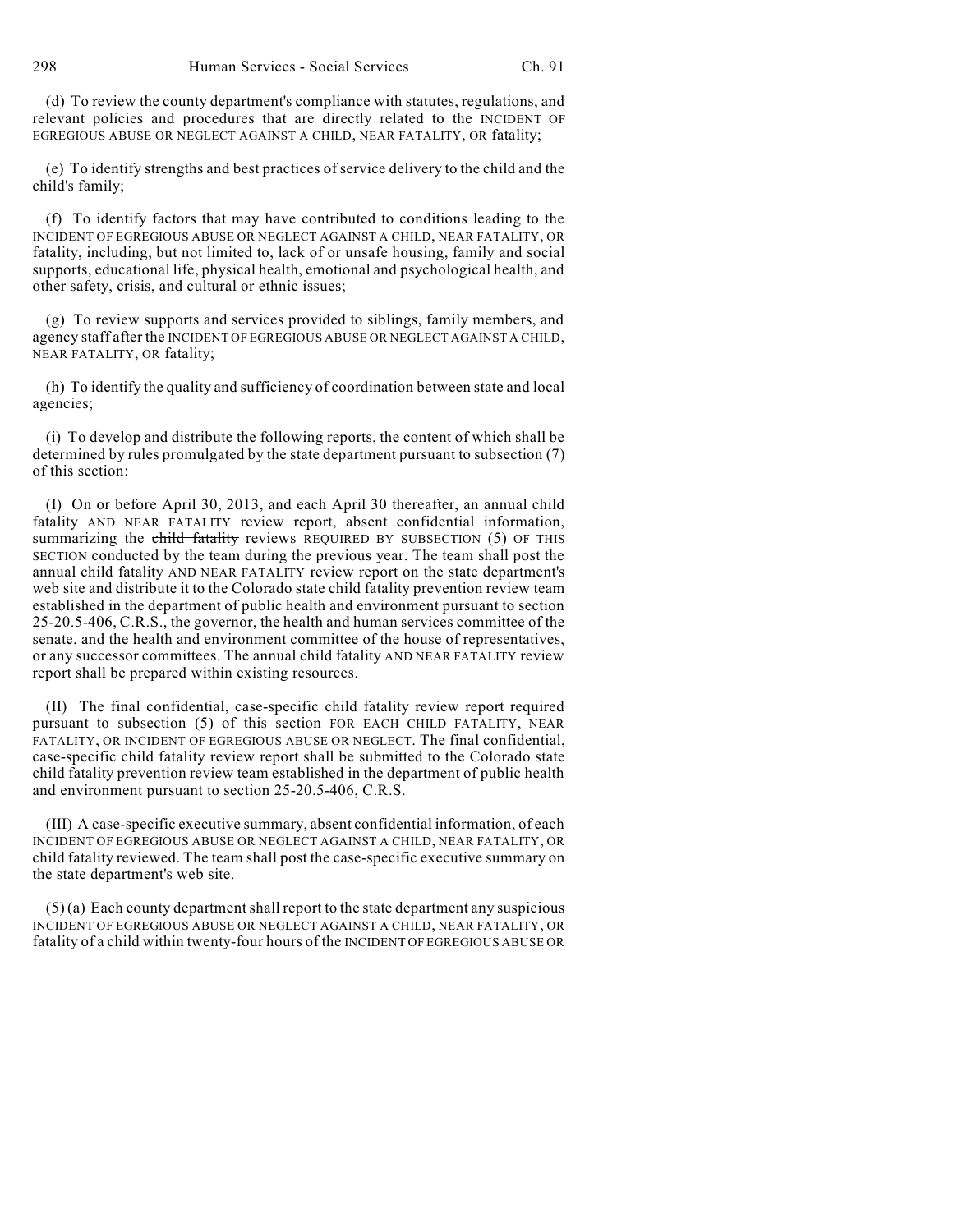(d) To review the county department's compliance with statutes, regulations, and relevant policies and procedures that are directly related to the INCIDENT OF EGREGIOUS ABUSE OR NEGLECT AGAINST A CHILD, NEAR FATALITY, OR fatality;

(e) To identify strengths and best practices of service delivery to the child and the child's family;

(f) To identify factors that may have contributed to conditions leading to the INCIDENT OF EGREGIOUS ABUSE OR NEGLECT AGAINST A CHILD, NEAR FATALITY, OR fatality, including, but not limited to, lack of or unsafe housing, family and social supports, educational life, physical health, emotional and psychological health, and other safety, crisis, and cultural or ethnic issues;

(g) To review supports and services provided to siblings, family members, and agency staff after the INCIDENT OF EGREGIOUS ABUSE OR NEGLECT AGAINST A CHILD, NEAR FATALITY, OR fatality;

(h) To identify the quality and sufficiency of coordination between state and local agencies;

(i) To develop and distribute the following reports, the content of which shall be determined by rules promulgated by the state department pursuant to subsection (7) of this section:

(I) On or before April 30, 2013, and each April 30 thereafter, an annual child fatality AND NEAR FATALITY review report, absent confidential information, summarizing the ~~child fatality~~ reviews REQUIRED BY SUBSECTION (5) OF THIS SECTION conducted by the team during the previous year. The team shall post the annual child fatality AND NEAR FATALITY review report on the state department's web site and distribute it to the Colorado state child fatality prevention review team established in the department of public health and environment pursuant to section 25-20.5-406, C.R.S., the governor, the health and human services committee of the senate, and the health and environment committee of the house of representatives, or any successor committees. The annual child fatality AND NEAR FATALITY review report shall be prepared within existing resources.

(II) The final confidential, case-specific ~~child fatality~~ review report required pursuant to subsection (5) of this section FOR EACH CHILD FATALITY, NEAR FATALITY, OR INCIDENT OF EGREGIOUS ABUSE OR NEGLECT. The final confidential, case-specific ~~child fatality~~ review report shall be submitted to the Colorado state child fatality prevention review team established in the department of public health and environment pursuant to section 25-20.5-406, C.R.S.

(III) A case-specific executive summary, absent confidential information, of each INCIDENT OF EGREGIOUS ABUSE OR NEGLECT AGAINST A CHILD, NEAR FATALITY, OR child fatality reviewed. The team shall post the case-specific executive summary on the state department's web site.

(5) (a) Each county department shall report to the state department any suspicious INCIDENT OF EGREGIOUS ABUSE OR NEGLECT AGAINST A CHILD, NEAR FATALITY, OR fatality of a child within twenty-four hours of the INCIDENT OF EGREGIOUS ABUSE OR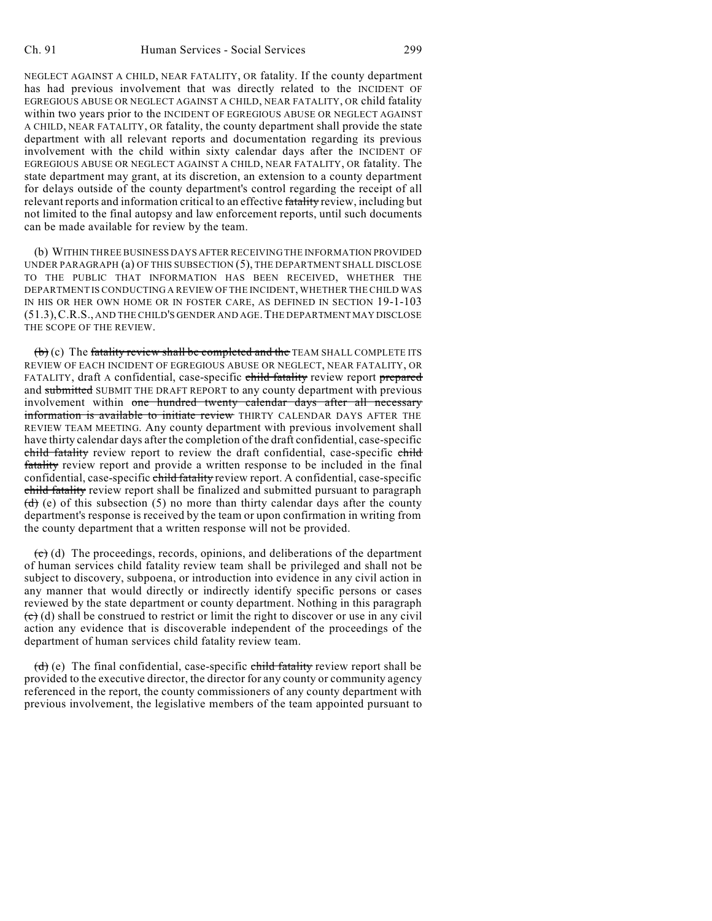NEGLECT AGAINST A CHILD, NEAR FATALITY, OR fatality. If the county department has had previous involvement that was directly related to the INCIDENT OF EGREGIOUS ABUSE OR NEGLECT AGAINST A CHILD, NEAR FATALITY, OR child fatality within two years prior to the INCIDENT OF EGREGIOUS ABUSE OR NEGLECT AGAINST A CHILD, NEAR FATALITY, OR fatality, the county department shall provide the state department with all relevant reports and documentation regarding its previous involvement with the child within sixty calendar days after the INCIDENT OF EGREGIOUS ABUSE OR NEGLECT AGAINST A CHILD, NEAR FATALITY, OR fatality. The state department may grant, at its discretion, an extension to a county department for delays outside of the county department's control regarding the receipt of all relevant reports and information critical to an effective ~~fatality~~ review, including but not limited to the final autopsy and law enforcement reports, until such documents can be made available for review by the team.

(b) WITHIN THREE BUSINESS DAYS AFTER RECEIVING THE INFORMATION PROVIDED UNDER PARAGRAPH (a) OF THIS SUBSECTION (5), THE DEPARTMENT SHALL DISCLOSE TO THE PUBLIC THAT INFORMATION HAS BEEN RECEIVED, WHETHER THE DEPARTMENT IS CONDUCTING A REVIEW OF THE INCIDENT, WHETHER THE CHILD WAS IN HIS OR HER OWN HOME OR IN FOSTER CARE, AS DEFINED IN SECTION 19-1-103 (51.3), C.R.S., AND THE CHILD'S GENDER AND AGE. THE DEPARTMENT MAY DISCLOSE THE SCOPE OF THE REVIEW.

~~(b)~~ (c) The ~~fatality review shall be completed and the~~ TEAM SHALL COMPLETE ITS REVIEW OF EACH INCIDENT OF EGREGIOUS ABUSE OR NEGLECT, NEAR FATALITY, OR FATALITY, draft A confidential, case-specific ~~child fatality~~ review report ~~prepared~~ and ~~submitted~~ SUBMIT THE DRAFT REPORT to any county department with previous involvement within ~~one hundred twenty calendar days after all necessary information is available to initiate review~~ THIRTY CALENDAR DAYS AFTER THE REVIEW TEAM MEETING. Any county department with previous involvement shall have thirty calendar days after the completion of the draft confidential, case-specific ~~child fatality~~ review report to review the draft confidential, case-specific ~~child fatality~~ review report and provide a written response to be included in the final confidential, case-specific ~~child fatality~~ review report. A confidential, case-specific ~~child fatality~~ review report shall be finalized and submitted pursuant to paragraph ~~(d)~~ (e) of this subsection (5) no more than thirty calendar days after the county department's response is received by the team or upon confirmation in writing from the county department that a written response will not be provided.

~~(c)~~ (d) The proceedings, records, opinions, and deliberations of the department of human services child fatality review team shall be privileged and shall not be subject to discovery, subpoena, or introduction into evidence in any civil action in any manner that would directly or indirectly identify specific persons or cases reviewed by the state department or county department. Nothing in this paragraph ~~(c)~~ (d) shall be construed to restrict or limit the right to discover or use in any civil action any evidence that is discoverable independent of the proceedings of the department of human services child fatality review team.

~~(d)~~ (e) The final confidential, case-specific ~~child fatality~~ review report shall be provided to the executive director, the director for any county or community agency referenced in the report, the county commissioners of any county department with previous involvement, the legislative members of the team appointed pursuant to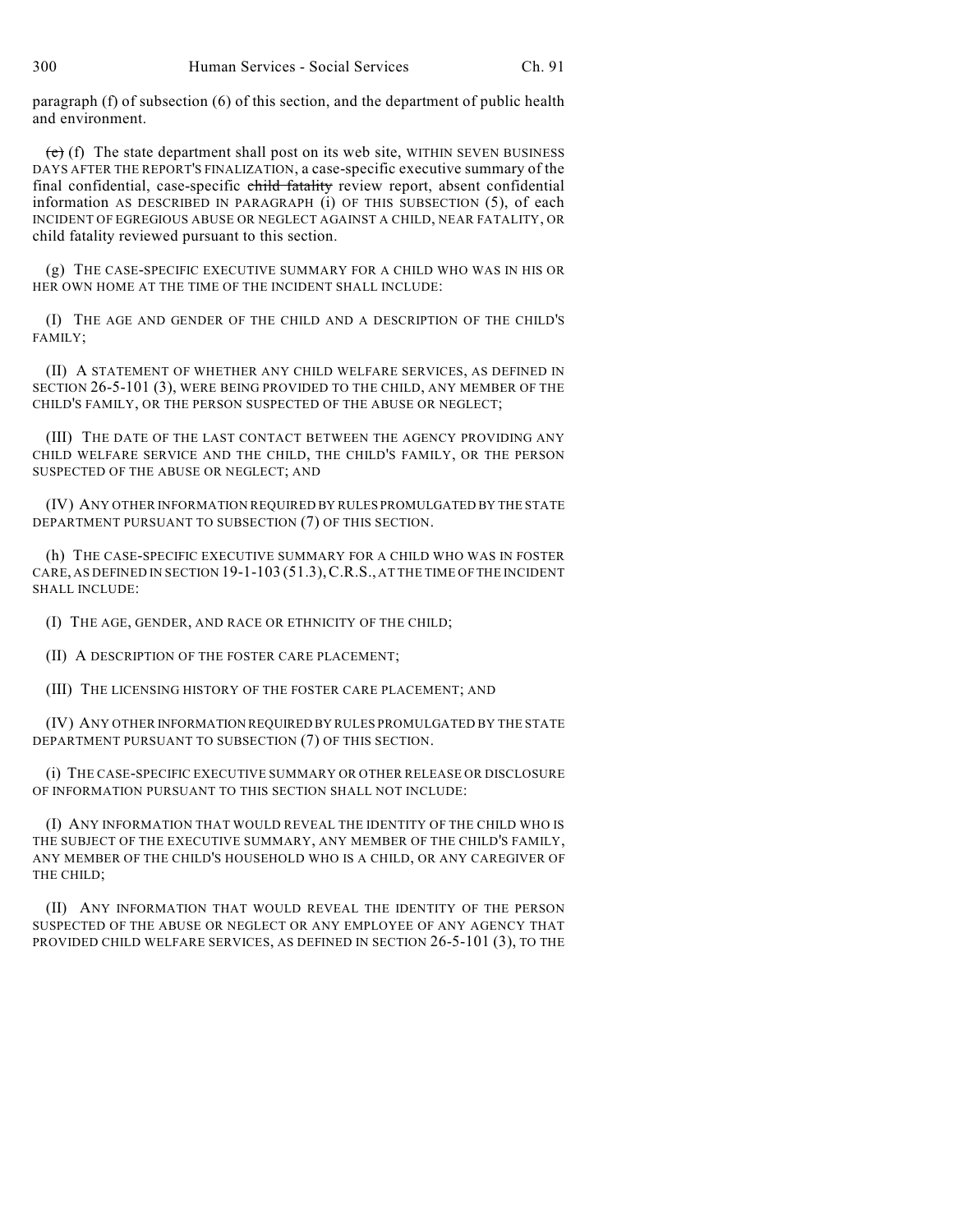paragraph (f) of subsection (6) of this section, and the department of public health and environment.

~~(e)~~ (f) The state department shall post on its web site, WITHIN SEVEN BUSINESS DAYS AFTER THE REPORT'S FINALIZATION, a case-specific executive summary of the final confidential, case-specific ~~child fatality~~ review report, absent confidential information AS DESCRIBED IN PARAGRAPH (i) OF THIS SUBSECTION (5), of each INCIDENT OF EGREGIOUS ABUSE OR NEGLECT AGAINST A CHILD, NEAR FATALITY, OR child fatality reviewed pursuant to this section.

(g) THE CASE-SPECIFIC EXECUTIVE SUMMARY FOR A CHILD WHO WAS IN HIS OR HER OWN HOME AT THE TIME OF THE INCIDENT SHALL INCLUDE:

(I) THE AGE AND GENDER OF THE CHILD AND A DESCRIPTION OF THE CHILD'S FAMILY;

(II) A STATEMENT OF WHETHER ANY CHILD WELFARE SERVICES, AS DEFINED IN SECTION 26-5-101 (3), WERE BEING PROVIDED TO THE CHILD, ANY MEMBER OF THE CHILD'S FAMILY, OR THE PERSON SUSPECTED OF THE ABUSE OR NEGLECT;

(III) THE DATE OF THE LAST CONTACT BETWEEN THE AGENCY PROVIDING ANY CHILD WELFARE SERVICE AND THE CHILD, THE CHILD'S FAMILY, OR THE PERSON SUSPECTED OF THE ABUSE OR NEGLECT; AND

(IV) ANY OTHER INFORMATION REQUIRED BY RULES PROMULGATED BY THE STATE DEPARTMENT PURSUANT TO SUBSECTION (7) OF THIS SECTION.

(h) THE CASE-SPECIFIC EXECUTIVE SUMMARY FOR A CHILD WHO WAS IN FOSTER CARE, AS DEFINED IN SECTION 19-1-103 (51.3), C.R.S., AT THE TIME OF THE INCIDENT SHALL INCLUDE:

(I) THE AGE, GENDER, AND RACE OR ETHNICITY OF THE CHILD;

(II) A DESCRIPTION OF THE FOSTER CARE PLACEMENT;

(III) THE LICENSING HISTORY OF THE FOSTER CARE PLACEMENT; AND

(IV) ANY OTHER INFORMATION REQUIRED BY RULES PROMULGATED BY THE STATE DEPARTMENT PURSUANT TO SUBSECTION (7) OF THIS SECTION.

(i) THE CASE-SPECIFIC EXECUTIVE SUMMARY OR OTHER RELEASE OR DISCLOSURE OF INFORMATION PURSUANT TO THIS SECTION SHALL NOT INCLUDE:

(I) ANY INFORMATION THAT WOULD REVEAL THE IDENTITY OF THE CHILD WHO IS THE SUBJECT OF THE EXECUTIVE SUMMARY, ANY MEMBER OF THE CHILD'S FAMILY, ANY MEMBER OF THE CHILD'S HOUSEHOLD WHO IS A CHILD, OR ANY CAREGIVER OF THE CHILD;

(II) ANY INFORMATION THAT WOULD REVEAL THE IDENTITY OF THE PERSON SUSPECTED OF THE ABUSE OR NEGLECT OR ANY EMPLOYEE OF ANY AGENCY THAT PROVIDED CHILD WELFARE SERVICES, AS DEFINED IN SECTION 26-5-101 (3), TO THE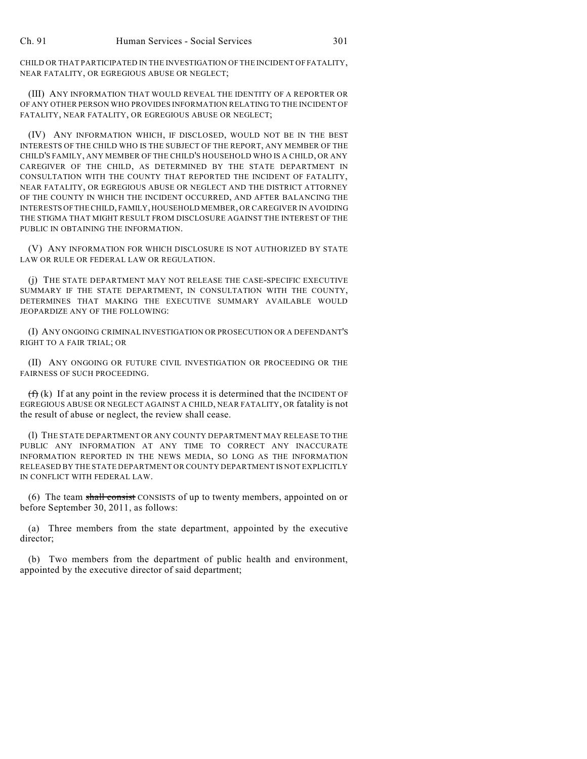CHILD OR THAT PARTICIPATED IN THE INVESTIGATION OF THE INCIDENT OF FATALITY, NEAR FATALITY, OR EGREGIOUS ABUSE OR NEGLECT;

(III) ANY INFORMATION THAT WOULD REVEAL THE IDENTITY OF A REPORTER OR OF ANY OTHER PERSON WHO PROVIDES INFORMATION RELATING TO THE INCIDENT OF FATALITY, NEAR FATALITY, OR EGREGIOUS ABUSE OR NEGLECT;

(IV) ANY INFORMATION WHICH, IF DISCLOSED, WOULD NOT BE IN THE BEST INTERESTS OF THE CHILD WHO IS THE SUBJECT OF THE REPORT, ANY MEMBER OF THE CHILD'S FAMILY, ANY MEMBER OF THE CHILD'S HOUSEHOLD WHO IS A CHILD, OR ANY CAREGIVER OF THE CHILD, AS DETERMINED BY THE STATE DEPARTMENT IN CONSULTATION WITH THE COUNTY THAT REPORTED THE INCIDENT OF FATALITY, NEAR FATALITY, OR EGREGIOUS ABUSE OR NEGLECT AND THE DISTRICT ATTORNEY OF THE COUNTY IN WHICH THE INCIDENT OCCURRED, AND AFTER BALANCING THE INTERESTS OF THE CHILD, FAMILY, HOUSEHOLD MEMBER, OR CAREGIVER IN AVOIDING THE STIGMA THAT MIGHT RESULT FROM DISCLOSURE AGAINST THE INTEREST OF THE PUBLIC IN OBTAINING THE INFORMATION.

(V) ANY INFORMATION FOR WHICH DISCLOSURE IS NOT AUTHORIZED BY STATE LAW OR RULE OR FEDERAL LAW OR REGULATION.

(j) THE STATE DEPARTMENT MAY NOT RELEASE THE CASE-SPECIFIC EXECUTIVE SUMMARY IF THE STATE DEPARTMENT, IN CONSULTATION WITH THE COUNTY, DETERMINES THAT MAKING THE EXECUTIVE SUMMARY AVAILABLE WOULD JEOPARDIZE ANY OF THE FOLLOWING:

(I) ANY ONGOING CRIMINAL INVESTIGATION OR PROSECUTION OR A DEFENDANT'S RIGHT TO A FAIR TRIAL; OR

(II) ANY ONGOING OR FUTURE CIVIL INVESTIGATION OR PROCEEDING OR THE FAIRNESS OF SUCH PROCEEDING.

~~(f)~~ (k) If at any point in the review process it is determined that the INCIDENT OF EGREGIOUS ABUSE OR NEGLECT AGAINST A CHILD, NEAR FATALITY, OR fatality is not the result of abuse or neglect, the review shall cease.

(l) THE STATE DEPARTMENT OR ANY COUNTY DEPARTMENT MAY RELEASE TO THE PUBLIC ANY INFORMATION AT ANY TIME TO CORRECT ANY INACCURATE INFORMATION REPORTED IN THE NEWS MEDIA, SO LONG AS THE INFORMATION RELEASED BY THE STATE DEPARTMENT OR COUNTY DEPARTMENT IS NOT EXPLICITLY IN CONFLICT WITH FEDERAL LAW.

(6) The team ~~shall consist~~ CONSISTS of up to twenty members, appointed on or before September 30, 2011, as follows:

(a) Three members from the state department, appointed by the executive director;

(b) Two members from the department of public health and environment, appointed by the executive director of said department;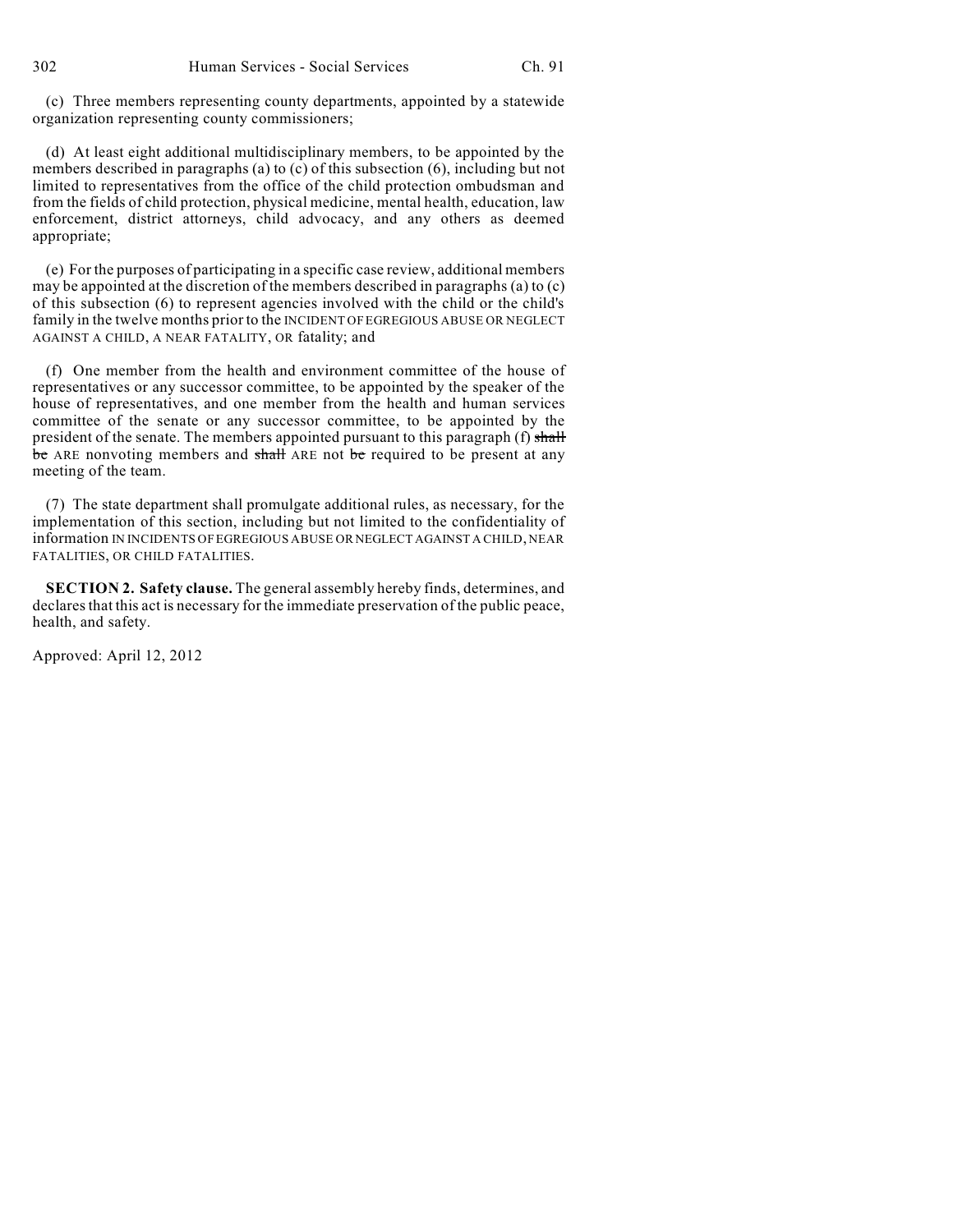(c) Three members representing county departments, appointed by a statewide organization representing county commissioners;

(d) At least eight additional multidisciplinary members, to be appointed by the members described in paragraphs (a) to (c) of this subsection (6), including but not limited to representatives from the office of the child protection ombudsman and from the fields of child protection, physical medicine, mental health, education, law enforcement, district attorneys, child advocacy, and any others as deemed appropriate;

(e) For the purposes of participating in a specific case review, additional members may be appointed at the discretion of the members described in paragraphs (a) to (c) of this subsection (6) to represent agencies involved with the child or the child's family in the twelve months prior to the INCIDENT OF EGREGIOUS ABUSE OR NEGLECT AGAINST A CHILD, A NEAR FATALITY, OR fatality; and

(f) One member from the health and environment committee of the house of representatives or any successor committee, to be appointed by the speaker of the house of representatives, and one member from the health and human services committee of the senate or any successor committee, to be appointed by the president of the senate. The members appointed pursuant to this paragraph (f) ~~shall be~~ ARE nonvoting members and ~~shall~~ ARE not ~~be~~ required to be present at any meeting of the team.

(7) The state department shall promulgate additional rules, as necessary, for the implementation of this section, including but not limited to the confidentiality of information IN INCIDENTS OF EGREGIOUS ABUSE OR NEGLECT AGAINST A CHILD, NEAR FATALITIES, OR CHILD FATALITIES.

**SECTION 2. Safety clause.** The general assembly hereby finds, determines, and declares that this act is necessary for the immediate preservation of the public peace, health, and safety.

Approved: April 12, 2012